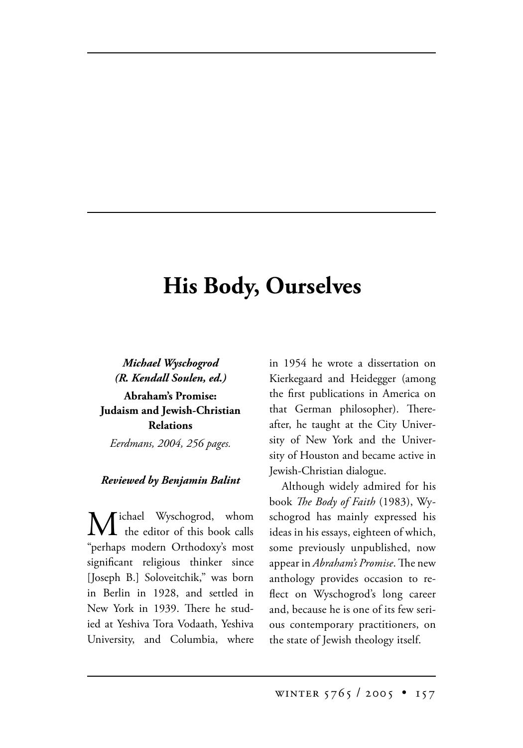# His Body, Ourselves

***Michael Wyschogrod***
***(R. Kendall Soulen, ed.)***
**Abraham's Promise: Judaism and Jewish-Christian Relations**
*Eerdmans, 2004, 256 pages.*

***Reviewed by Benjamin Balint***

Michael Wyschogrod, whom the editor of this book calls "perhaps modern Orthodoxy's most significant religious thinker since [Joseph B.] Soloveitchik," was born in Berlin in 1928, and settled in New York in 1939. There he studied at Yeshiva Tora Vodaath, Yeshiva University, and Columbia, where in 1954 he wrote a dissertation on Kierkegaard and Heidegger (among the first publications in America on that German philosopher). Thereafter, he taught at the City University of New York and the University of Houston and became active in Jewish-Christian dialogue.

Although widely admired for his book *The Body of Faith* (1983), Wyschogrod has mainly expressed his ideas in his essays, eighteen of which, some previously unpublished, now appear in *Abraham's Promise*. The new anthology provides occasion to reflect on Wyschogrod's long career and, because he is one of its few serious contemporary practitioners, on the state of Jewish theology itself.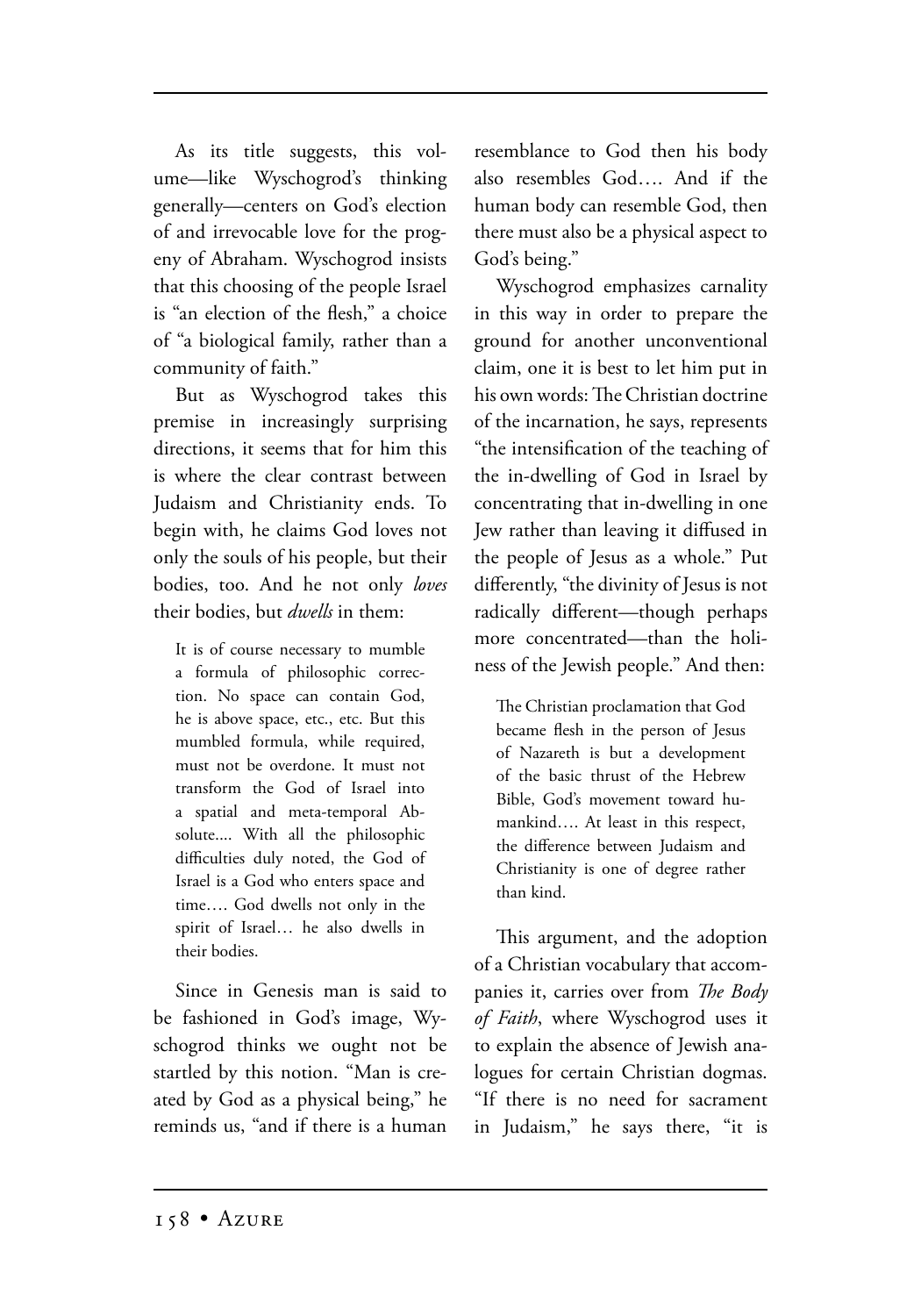As its title suggests, this volume—like Wyschogrod's thinking generally—centers on God's election of and irrevocable love for the progeny of Abraham. Wyschogrod insists that this choosing of the people Israel is "an election of the flesh," a choice of "a biological family, rather than a community of faith."

But as Wyschogrod takes this premise in increasingly surprising directions, it seems that for him this is where the clear contrast between Judaism and Christianity ends. To begin with, he claims God loves not only the souls of his people, but their bodies, too. And he not only *loves* their bodies, but *dwells* in them:

> It is of course necessary to mumble a formula of philosophic correction. No space can contain God, he is above space, etc., etc. But this mumbled formula, while required, must not be overdone. It must not transform the God of Israel into a spatial and meta-temporal Absolute.... With all the philosophic difficulties duly noted, the God of Israel is a God who enters space and time…. God dwells not only in the spirit of Israel… he also dwells in their bodies.

Since in Genesis man is said to be fashioned in God's image, Wyschogrod thinks we ought not be startled by this notion. "Man is created by God as a physical being," he reminds us, "and if there is a human resemblance to God then his body also resembles God…. And if the human body can resemble God, then there must also be a physical aspect to God's being."

Wyschogrod emphasizes carnality in this way in order to prepare the ground for another unconventional claim, one it is best to let him put in his own words: The Christian doctrine of the incarnation, he says, represents "the intensification of the teaching of the in-dwelling of God in Israel by concentrating that in-dwelling in one Jew rather than leaving it diffused in the people of Jesus as a whole." Put differently, "the divinity of Jesus is not radically different—though perhaps more concentrated—than the holiness of the Jewish people." And then:

> The Christian proclamation that God became flesh in the person of Jesus of Nazareth is but a development of the basic thrust of the Hebrew Bible, God's movement toward humankind…. At least in this respect, the difference between Judaism and Christianity is one of degree rather than kind.

This argument, and the adoption of a Christian vocabulary that accompanies it, carries over from *The Body of Faith*, where Wyschogrod uses it to explain the absence of Jewish analogues for certain Christian dogmas. "If there is no need for sacrament in Judaism," he says there, "it is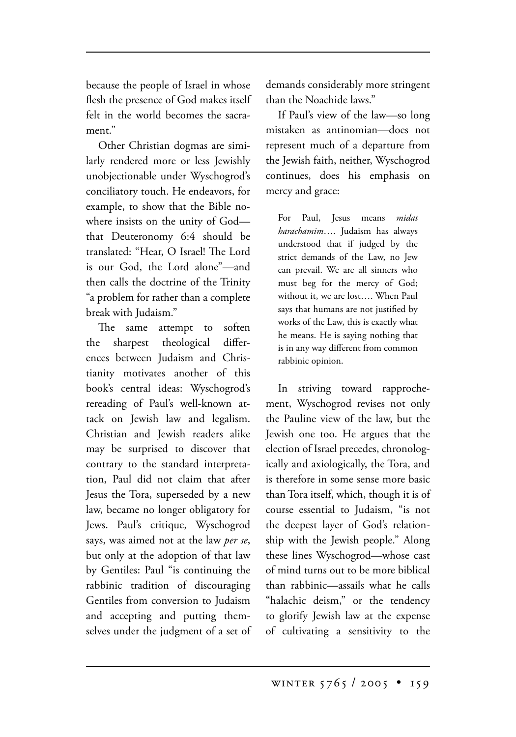because the people of Israel in whose flesh the presence of God makes itself felt in the world becomes the sacrament."

Other Christian dogmas are similarly rendered more or less Jewishly unobjectionable under Wyschogrod's conciliatory touch. He endeavors, for example, to show that the Bible nowhere insists on the unity of God—that Deuteronomy 6:4 should be translated: "Hear, O Israel! The Lord is our God, the Lord alone"—and then calls the doctrine of the Trinity "a problem for rather than a complete break with Judaism."

The same attempt to soften the sharpest theological differences between Judaism and Christianity motivates another of this book's central ideas: Wyschogrod's rereading of Paul's well-known attack on Jewish law and legalism. Christian and Jewish readers alike may be surprised to discover that contrary to the standard interpretation, Paul did not claim that after Jesus the Tora, superseded by a new law, became no longer obligatory for Jews. Paul's critique, Wyschogrod says, was aimed not at the law *per se*, but only at the adoption of that law by Gentiles: Paul "is continuing the rabbinic tradition of discouraging Gentiles from conversion to Judaism and accepting and putting themselves under the judgment of a set of demands considerably more stringent than the Noachide laws."

If Paul's view of the law—so long mistaken as antinomian—does not represent much of a departure from the Jewish faith, neither, Wyschogrod continues, does his emphasis on mercy and grace:

> For Paul, Jesus means *midat harachamim*…. Judaism has always understood that if judged by the strict demands of the Law, no Jew can prevail. We are all sinners who must beg for the mercy of God; without it, we are lost…. When Paul says that humans are not justified by works of the Law, this is exactly what he means. He is saying nothing that is in any way different from common rabbinic opinion.

In striving toward rapprochement, Wyschogrod revises not only the Pauline view of the law, but the Jewish one too. He argues that the election of Israel precedes, chronologically and axiologically, the Tora, and is therefore in some sense more basic than Tora itself, which, though it is of course essential to Judaism, "is not the deepest layer of God's relationship with the Jewish people." Along these lines Wyschogrod—whose cast of mind turns out to be more biblical than rabbinic—assails what he calls "halachic deism," or the tendency to glorify Jewish law at the expense of cultivating a sensitivity to the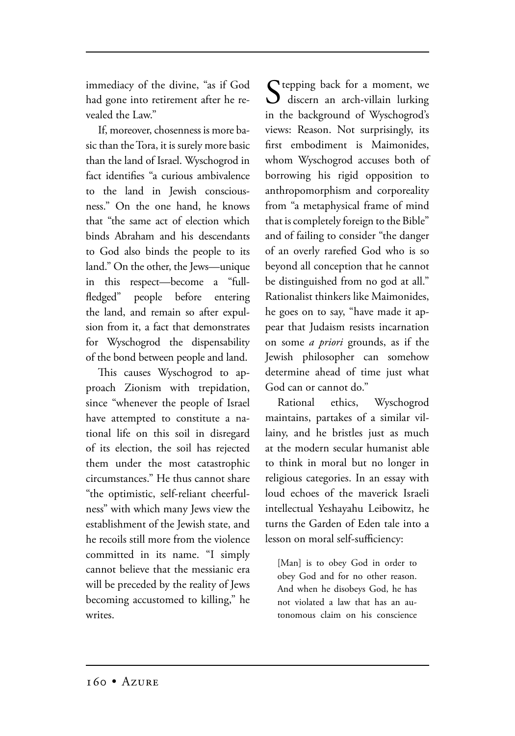immediacy of the divine, "as if God had gone into retirement after he revealed the Law."

If, moreover, chosenness is more basic than the Tora, it is surely more basic than the land of Israel. Wyschogrod in fact identifies "a curious ambivalence to the land in Jewish consciousness." On the one hand, he knows that "the same act of election which binds Abraham and his descendants to God also binds the people to its land." On the other, the Jews—unique in this respect—become a "full-fledged" people before entering the land, and remain so after expulsion from it, a fact that demonstrates for Wyschogrod the dispensability of the bond between people and land.

This causes Wyschogrod to approach Zionism with trepidation, since "whenever the people of Israel have attempted to constitute a national life on this soil in disregard of its election, the soil has rejected them under the most catastrophic circumstances." He thus cannot share "the optimistic, self-reliant cheerfulness" with which many Jews view the establishment of the Jewish state, and he recoils still more from the violence committed in its name. "I simply cannot believe that the messianic era will be preceded by the reality of Jews becoming accustomed to killing," he writes.

Stepping back for a moment, we discern an arch-villain lurking in the background of Wyschogrod's views: Reason. Not surprisingly, its first embodiment is Maimonides, whom Wyschogrod accuses both of borrowing his rigid opposition to anthropomorphism and corporeality from "a metaphysical frame of mind that is completely foreign to the Bible" and of failing to consider "the danger of an overly rarefied God who is so beyond all conception that he cannot be distinguished from no god at all." Rationalist thinkers like Maimonides, he goes on to say, "have made it appear that Judaism resists incarnation on some *a priori* grounds, as if the Jewish philosopher can somehow determine ahead of time just what God can or cannot do."

Rational ethics, Wyschogrod maintains, partakes of a similar villainy, and he bristles just as much at the modern secular humanist able to think in moral but no longer in religious categories. In an essay with loud echoes of the maverick Israeli intellectual Yeshayahu Leibowitz, he turns the Garden of Eden tale into a lesson on moral self-sufficiency:

> [Man] is to obey God in order to obey God and for no other reason. And when he disobeys God, he has not violated a law that has an autonomous claim on his conscience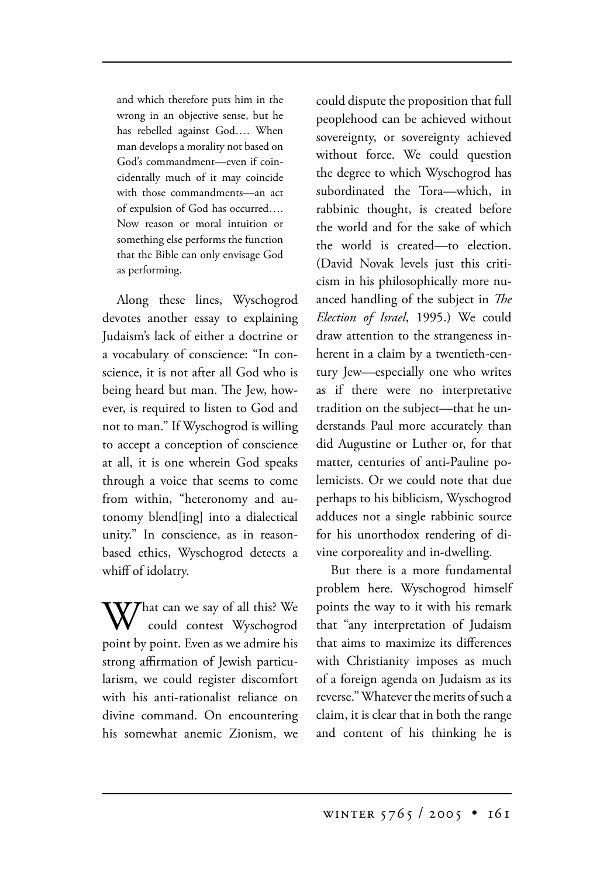> and which therefore puts him in the wrong in an objective sense, but he has rebelled against God.… When man develops a morality not based on God's commandment—even if coincidentally much of it may coincide with those commandments—an act of expulsion of God has occurred.… Now reason or moral intuition or something else performs the function that the Bible can only envisage God as performing.

Along these lines, Wyschogrod devotes another essay to explaining Judaism's lack of either a doctrine or a vocabulary of conscience: "In conscience, it is not after all God who is being heard but man. The Jew, however, is required to listen to God and not to man." If Wyschogrod is willing to accept a conception of conscience at all, it is one wherein God speaks through a voice that seems to come from within, "heteronomy and autonomy blend[ing] into a dialectical unity." In conscience, as in reason-based ethics, Wyschogrod detects a whiff of idolatry.

What can we say of all this? We could contest Wyschogrod point by point. Even as we admire his strong affirmation of Jewish particularism, we could register discomfort with his anti-rationalist reliance on divine command. On encountering his somewhat anemic Zionism, we could dispute the proposition that full peoplehood can be achieved without sovereignty, or sovereignty achieved without force. We could question the degree to which Wyschogrod has subordinated the Tora—which, in rabbinic thought, is created before the world and for the sake of which the world is created—to election. (David Novak levels just this criticism in his philosophically more nuanced handling of the subject in *The Election of Israel*, 1995.) We could draw attention to the strangeness inherent in a claim by a twentieth-century Jew—especially one who writes as if there were no interpretative tradition on the subject—that he understands Paul more accurately than did Augustine or Luther or, for that matter, centuries of anti-Pauline polemicists. Or we could note that due perhaps to his biblicism, Wyschogrod adduces not a single rabbinic source for his unorthodox rendering of divine corporeality and in-dwelling.

But there is a more fundamental problem here. Wyschogrod himself points the way to it with his remark that "any interpretation of Judaism that aims to maximize its differences with Christianity imposes as much of a foreign agenda on Judaism as its reverse." Whatever the merits of such a claim, it is clear that in both the range and content of his thinking he is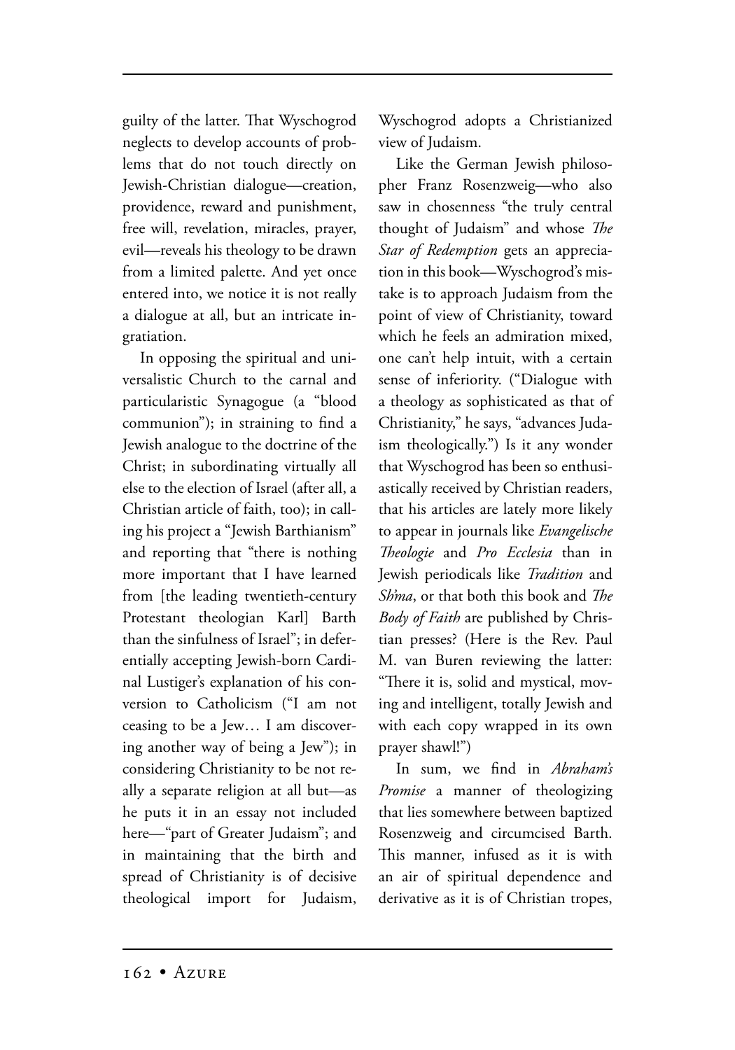guilty of the latter. That Wyschogrod neglects to develop accounts of problems that do not touch directly on Jewish-Christian dialogue—creation, providence, reward and punishment, free will, revelation, miracles, prayer, evil—reveals his theology to be drawn from a limited palette. And yet once entered into, we notice it is not really a dialogue at all, but an intricate ingratiation.

In opposing the spiritual and universalistic Church to the carnal and particularistic Synagogue (a "blood communion"); in straining to find a Jewish analogue to the doctrine of the Christ; in subordinating virtually all else to the election of Israel (after all, a Christian article of faith, too); in calling his project a "Jewish Barthianism" and reporting that "there is nothing more important that I have learned from [the leading twentieth-century Protestant theologian Karl] Barth than the sinfulness of Israel"; in deferentially accepting Jewish-born Cardinal Lustiger's explanation of his conversion to Catholicism ("I am not ceasing to be a Jew… I am discovering another way of being a Jew"); in considering Christianity to be not really a separate religion at all but—as he puts it in an essay not included here—"part of Greater Judaism"; and in maintaining that the birth and spread of Christianity is of decisive theological import for Judaism, Wyschogrod adopts a Christianized view of Judaism.

Like the German Jewish philosopher Franz Rosenzweig—who also saw in chosenness "the truly central thought of Judaism" and whose *The Star of Redemption* gets an appreciation in this book—Wyschogrod's mistake is to approach Judaism from the point of view of Christianity, toward which he feels an admiration mixed, one can't help intuit, with a certain sense of inferiority. ("Dialogue with a theology as sophisticated as that of Christianity," he says, "advances Judaism theologically.") Is it any wonder that Wyschogrod has been so enthusiastically received by Christian readers, that his articles are lately more likely to appear in journals like *Evangelische Theologie* and *Pro Ecclesia* than in Jewish periodicals like *Tradition* and *Sh'ma*, or that both this book and *The Body of Faith* are published by Christian presses? (Here is the Rev. Paul M. van Buren reviewing the latter: "There it is, solid and mystical, moving and intelligent, totally Jewish and with each copy wrapped in its own prayer shawl!")

In sum, we find in *Abraham's Promise* a manner of theologizing that lies somewhere between baptized Rosenzweig and circumcised Barth. This manner, infused as it is with an air of spiritual dependence and derivative as it is of Christian tropes,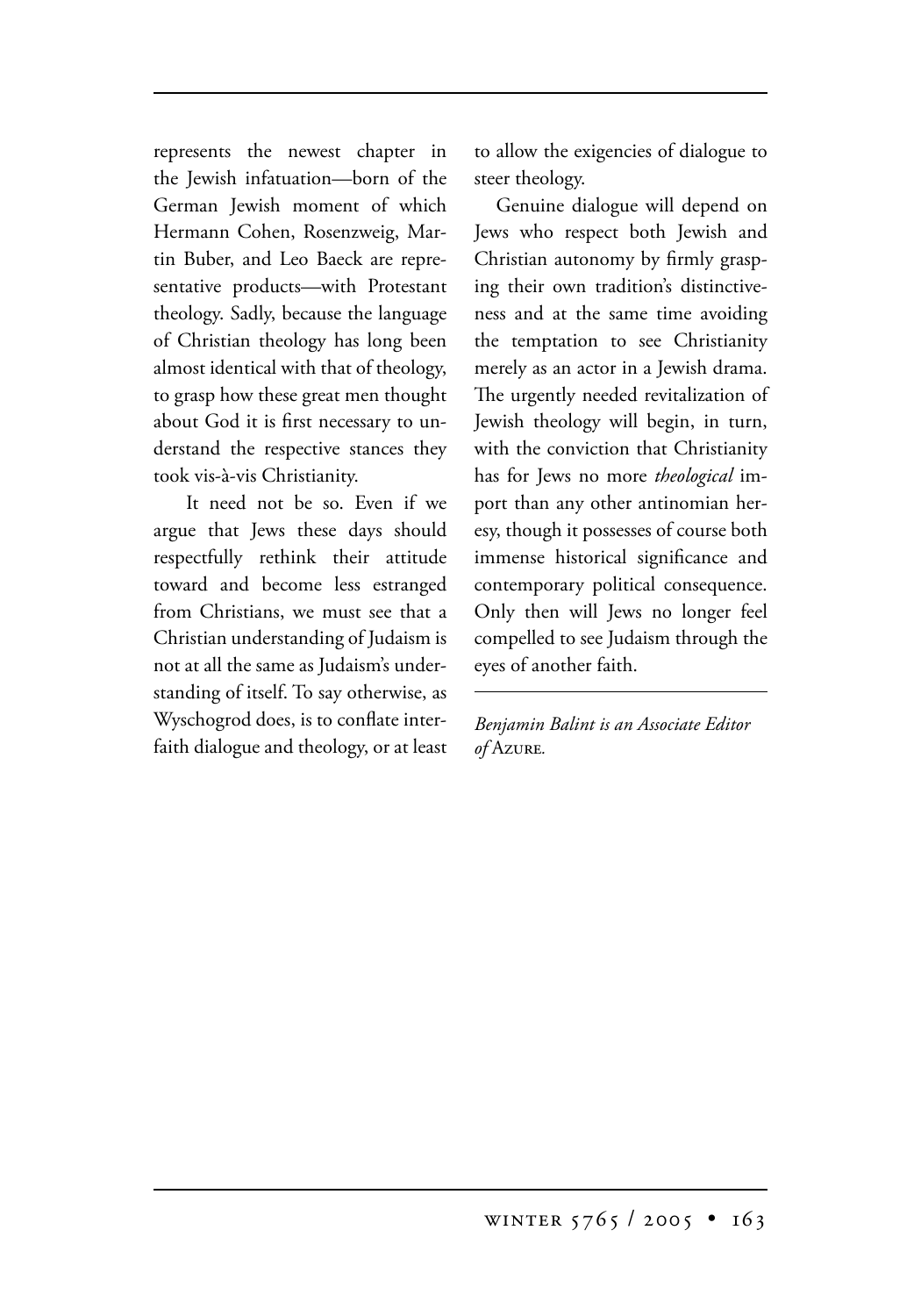represents the newest chapter in the Jewish infatuation—born of the German Jewish moment of which Hermann Cohen, Rosenzweig, Martin Buber, and Leo Baeck are representative products—with Protestant theology. Sadly, because the language of Christian theology has long been almost identical with that of theology, to grasp how these great men thought about God it is first necessary to understand the respective stances they took vis-à-vis Christianity.

It need not be so. Even if we argue that Jews these days should respectfully rethink their attitude toward and become less estranged from Christians, we must see that a Christian understanding of Judaism is not at all the same as Judaism's understanding of itself. To say otherwise, as Wyschogrod does, is to conflate interfaith dialogue and theology, or at least to allow the exigencies of dialogue to steer theology.

Genuine dialogue will depend on Jews who respect both Jewish and Christian autonomy by firmly grasping their own tradition's distinctiveness and at the same time avoiding the temptation to see Christianity merely as an actor in a Jewish drama. The urgently needed revitalization of Jewish theology will begin, in turn, with the conviction that Christianity has for Jews no more *theological* import than any other antinomian heresy, though it possesses of course both immense historical significance and contemporary political consequence. Only then will Jews no longer feel compelled to see Judaism through the eyes of another faith.

---

*Benjamin Balint is an Associate Editor of* Azure.